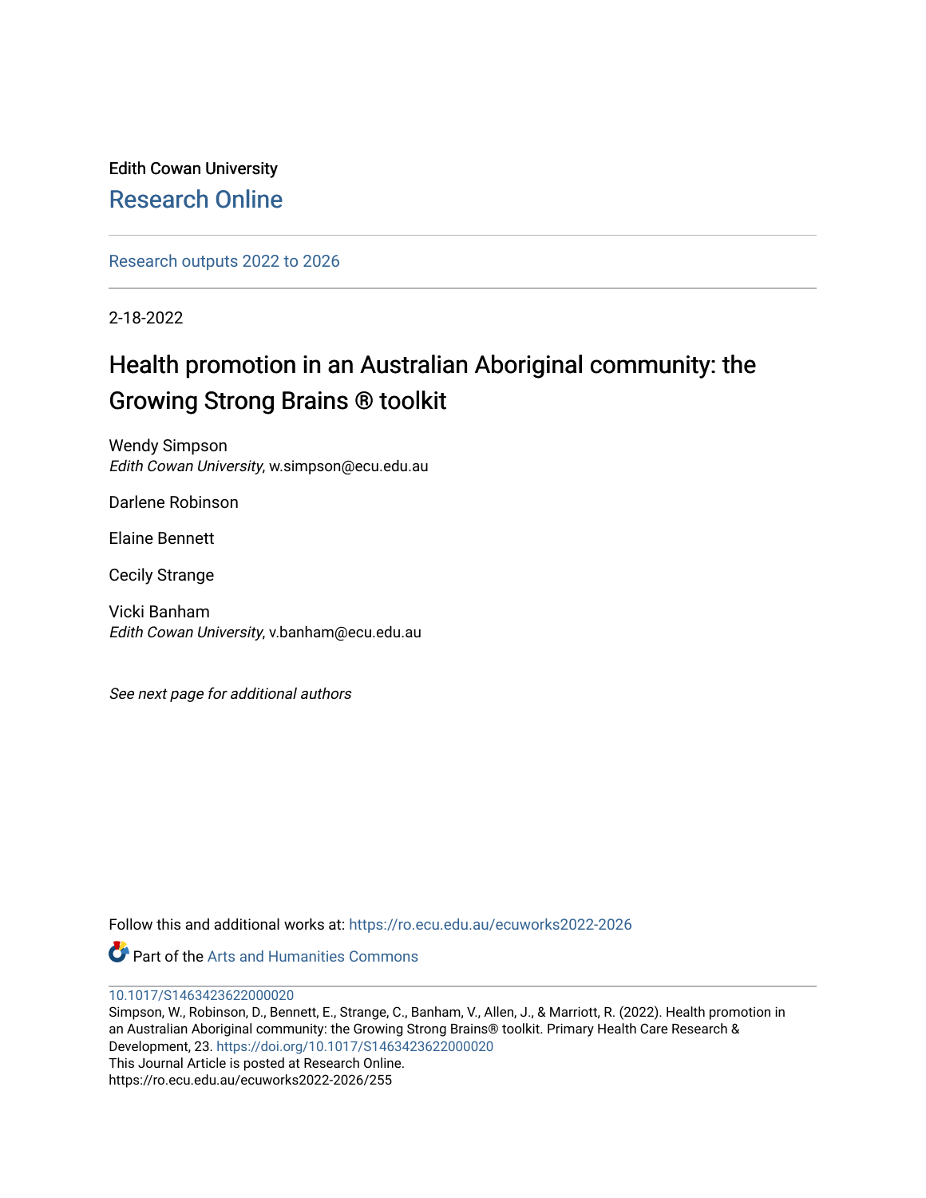Edith Cowan University

Research Online

Research outputs 2022 to 2026

2-18-2022

# Health promotion in an Australian Aboriginal community: the Growing Strong Brains ® toolkit

Wendy Simpson
*Edith Cowan University*, w.simpson@ecu.edu.au

Darlene Robinson

Elaine Bennett

Cecily Strange

Vicki Banham
*Edith Cowan University*, v.banham@ecu.edu.au

*See next page for additional authors*

Follow this and additional works at: https://ro.ecu.edu.au/ecuworks2022-2026

Part of the Arts and Humanities Commons

10.1017/S1463423622000020

Simpson, W., Robinson, D., Bennett, E., Strange, C., Banham, V., Allen, J., & Marriott, R. (2022). Health promotion in an Australian Aboriginal community: the Growing Strong Brains® toolkit. Primary Health Care Research & Development, 23. https://doi.org/10.1017/S1463423622000020

This Journal Article is posted at Research Online.
https://ro.ecu.edu.au/ecuworks2022-2026/255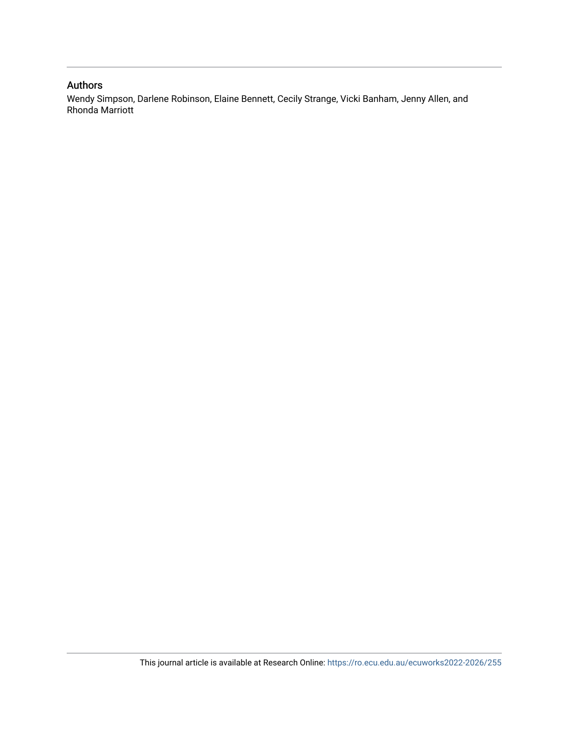## Authors

Wendy Simpson, Darlene Robinson, Elaine Bennett, Cecily Strange, Vicki Banham, Jenny Allen, and Rhonda Marriott

This journal article is available at Research Online: https://ro.ecu.edu.au/ecuworks2022-2026/255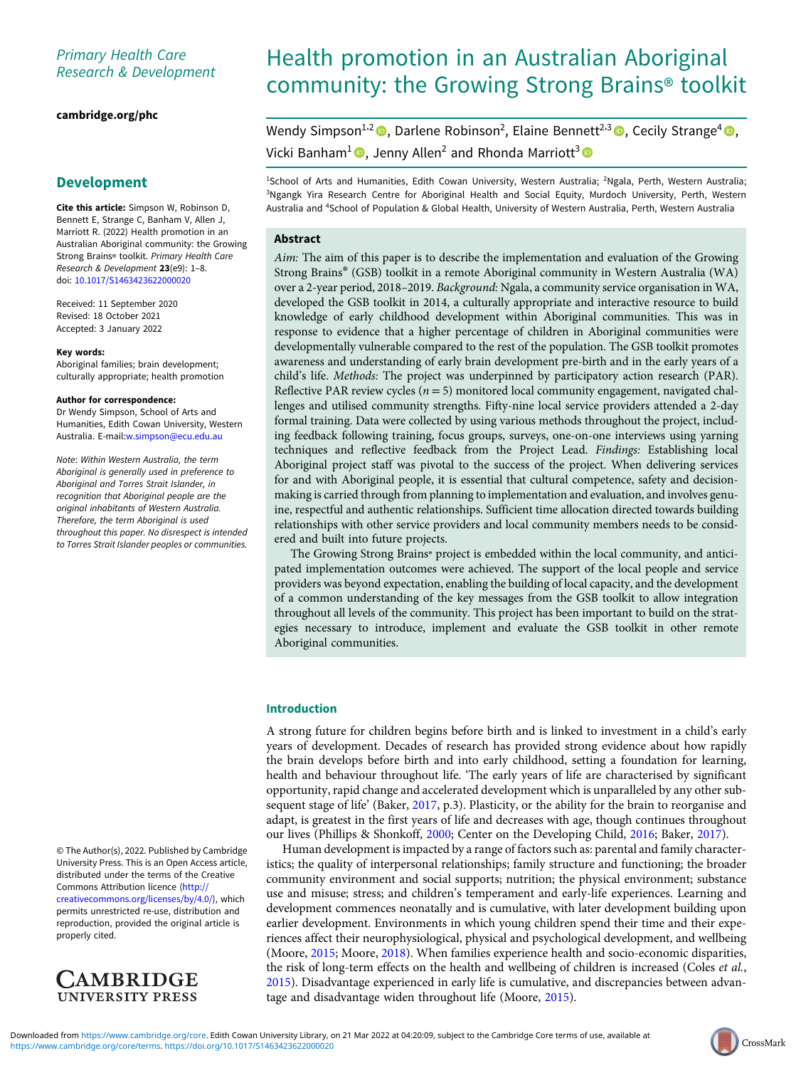*Primary Health Care Research & Development*

**cambridge.org/phc**

## Development

**Cite this article:** Simpson W, Robinson D, Bennett E, Strange C, Banham V, Allen J, Marriott R. (2022) Health promotion in an Australian Aboriginal community: the Growing Strong Brains® toolkit. *Primary Health Care Research & Development* **23**(e9): 1–8. doi: 10.1017/S1463423622000020

Received: 11 September 2020
Revised: 18 October 2021
Accepted: 3 January 2022

**Key words:**
Aboriginal families; brain development; culturally appropriate; health promotion

**Author for correspondence:**
Dr Wendy Simpson, School of Arts and Humanities, Edith Cowan University, Western Australia. E-mail: w.simpson@ecu.edu.au

*Note: Within Western Australia, the term Aboriginal is generally used in preference to Aboriginal and Torres Strait Islander, in recognition that Aboriginal people are the original inhabitants of Western Australia. Therefore, the term Aboriginal is used throughout this paper. No disrespect is intended to Torres Strait Islander peoples or communities.*

© The Author(s), 2022. Published by Cambridge University Press. This is an Open Access article, distributed under the terms of the Creative Commons Attribution licence (http://creativecommons.org/licenses/by/4.0/), which permits unrestricted re-use, distribution and reproduction, provided the original article is properly cited.

# Health promotion in an Australian Aboriginal community: the Growing Strong Brains® toolkit

Wendy Simpson[1,2], Darlene Robinson[2], Elaine Bennett[2,3], Cecily Strange[4], Vicki Banham[1], Jenny Allen[2] and Rhonda Marriott[3]

[1]School of Arts and Humanities, Edith Cowan University, Western Australia; [2]Ngala, Perth, Western Australia; [3]Ngangk Yira Research Centre for Aboriginal Health and Social Equity, Murdoch University, Perth, Western Australia and [4]School of Population & Global Health, University of Western Australia, Perth, Western Australia

## Abstract

*Aim:* The aim of this paper is to describe the implementation and evaluation of the Growing Strong Brains® (GSB) toolkit in a remote Aboriginal community in Western Australia (WA) over a 2-year period, 2018–2019. *Background:* Ngala, a community service organisation in WA, developed the GSB toolkit in 2014, a culturally appropriate and interactive resource to build knowledge of early childhood development within Aboriginal communities. This was in response to evidence that a higher percentage of children in Aboriginal communities were developmentally vulnerable compared to the rest of the population. The GSB toolkit promotes awareness and understanding of early brain development pre-birth and in the early years of a child's life. *Methods:* The project was underpinned by participatory action research (PAR). Reflective PAR review cycles ($n = 5$) monitored local community engagement, navigated challenges and utilised community strengths. Fifty-nine local service providers attended a 2-day formal training. Data were collected by using various methods throughout the project, including feedback following training, focus groups, surveys, one-on-one interviews using yarning techniques and reflective feedback from the Project Lead. *Findings:* Establishing local Aboriginal project staff was pivotal to the success of the project. When delivering services for and with Aboriginal people, it is essential that cultural competence, safety and decision-making is carried through from planning to implementation and evaluation, and involves genuine, respectful and authentic relationships. Sufficient time allocation directed towards building relationships with other service providers and local community members needs to be considered and built into future projects.

The Growing Strong Brains® project is embedded within the local community, and anticipated implementation outcomes were achieved. The support of the local people and service providers was beyond expectation, enabling the building of local capacity, and the development of a common understanding of the key messages from the GSB toolkit to allow integration throughout all levels of the community. This project has been important to build on the strategies necessary to introduce, implement and evaluate the GSB toolkit in other remote Aboriginal communities.

## Introduction

A strong future for children begins before birth and is linked to investment in a child's early years of development. Decades of research has provided strong evidence about how rapidly the brain develops before birth and into early childhood, setting a foundation for learning, health and behaviour throughout life. 'The early years of life are characterised by significant opportunity, rapid change and accelerated development which is unparalleled by any other subsequent stage of life' (Baker, 2017, p.3). Plasticity, or the ability for the brain to reorganise and adapt, is greatest in the first years of life and decreases with age, though continues throughout our lives (Phillips & Shonkoff, 2000; Center on the Developing Child, 2016; Baker, 2017).

Human development is impacted by a range of factors such as: parental and family characteristics; the quality of interpersonal relationships; family structure and functioning; the broader community environment and social supports; nutrition; the physical environment; substance use and misuse; stress; and children's temperament and early-life experiences. Learning and development commences neonatally and is cumulative, with later development building upon earlier development. Environments in which young children spend their time and their experiences affect their neurophysiological, physical and psychological development, and wellbeing (Moore, 2015; Moore, 2018). When families experience health and socio-economic disparities, the risk of long-term effects on the health and wellbeing of children is increased (Coles *et al.*, 2015). Disadvantage experienced in early life is cumulative, and discrepancies between advantage and disadvantage widen throughout life (Moore, 2015).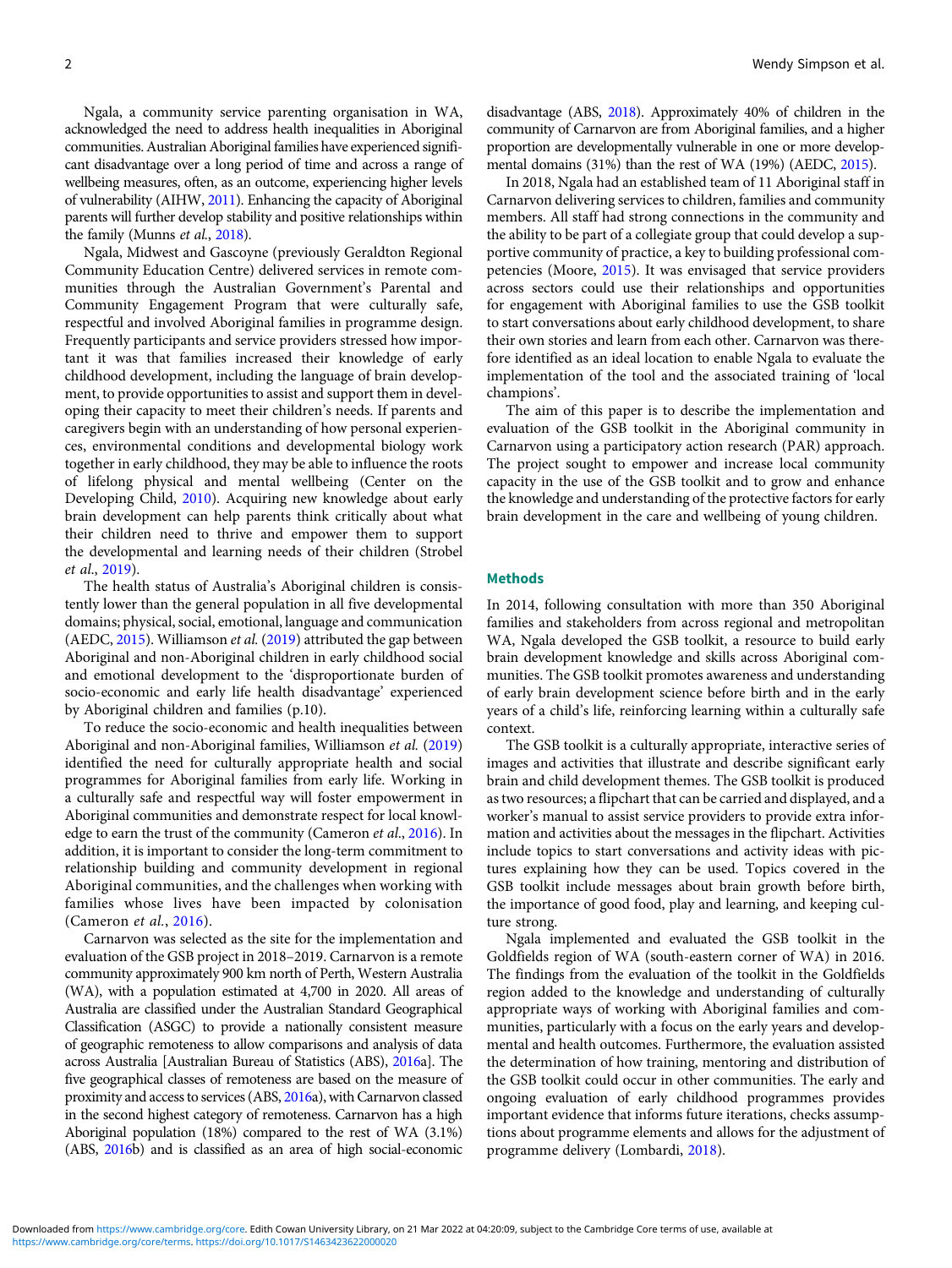Ngala, a community service parenting organisation in WA, acknowledged the need to address health inequalities in Aboriginal communities. Australian Aboriginal families have experienced significant disadvantage over a long period of time and across a range of wellbeing measures, often, as an outcome, experiencing higher levels of vulnerability (AIHW, 2011). Enhancing the capacity of Aboriginal parents will further develop stability and positive relationships within the family (Munns *et al.*, 2018).

Ngala, Midwest and Gascoyne (previously Geraldton Regional Community Education Centre) delivered services in remote communities through the Australian Government's Parental and Community Engagement Program that were culturally safe, respectful and involved Aboriginal families in programme design. Frequently participants and service providers stressed how important it was that families increased their knowledge of early childhood development, including the language of brain development, to provide opportunities to assist and support them in developing their capacity to meet their children's needs. If parents and caregivers begin with an understanding of how personal experiences, environmental conditions and developmental biology work together in early childhood, they may be able to influence the roots of lifelong physical and mental wellbeing (Center on the Developing Child, 2010). Acquiring new knowledge about early brain development can help parents think critically about what their children need to thrive and empower them to support the developmental and learning needs of their children (Strobel *et al.*, 2019).

The health status of Australia's Aboriginal children is consistently lower than the general population in all five developmental domains; physical, social, emotional, language and communication (AEDC, 2015). Williamson *et al.* (2019) attributed the gap between Aboriginal and non-Aboriginal children in early childhood social and emotional development to the 'disproportionate burden of socio-economic and early life health disadvantage' experienced by Aboriginal children and families (p.10).

To reduce the socio-economic and health inequalities between Aboriginal and non-Aboriginal families, Williamson *et al.* (2019) identified the need for culturally appropriate health and social programmes for Aboriginal families from early life. Working in a culturally safe and respectful way will foster empowerment in Aboriginal communities and demonstrate respect for local knowledge to earn the trust of the community (Cameron *et al.*, 2016). In addition, it is important to consider the long-term commitment to relationship building and community development in regional Aboriginal communities, and the challenges when working with families whose lives have been impacted by colonisation (Cameron *et al.*, 2016).

Carnarvon was selected as the site for the implementation and evaluation of the GSB project in 2018–2019. Carnarvon is a remote community approximately 900 km north of Perth, Western Australia (WA), with a population estimated at 4,700 in 2020. All areas of Australia are classified under the Australian Standard Geographical Classification (ASGC) to provide a nationally consistent measure of geographic remoteness to allow comparisons and analysis of data across Australia [Australian Bureau of Statistics (ABS), 2016a]. The five geographical classes of remoteness are based on the measure of proximity and access to services (ABS, 2016a), with Carnarvon classed in the second highest category of remoteness. Carnarvon has a high Aboriginal population (18%) compared to the rest of WA (3.1%) (ABS, 2016b) and is classified as an area of high social-economic disadvantage (ABS, 2018). Approximately 40% of children in the community of Carnarvon are from Aboriginal families, and a higher proportion are developmentally vulnerable in one or more developmental domains (31%) than the rest of WA (19%) (AEDC, 2015).

In 2018, Ngala had an established team of 11 Aboriginal staff in Carnarvon delivering services to children, families and community members. All staff had strong connections in the community and the ability to be part of a collegiate group that could develop a supportive community of practice, a key to building professional competencies (Moore, 2015). It was envisaged that service providers across sectors could use their relationships and opportunities for engagement with Aboriginal families to use the GSB toolkit to start conversations about early childhood development, to share their own stories and learn from each other. Carnarvon was therefore identified as an ideal location to enable Ngala to evaluate the implementation of the tool and the associated training of 'local champions'.

The aim of this paper is to describe the implementation and evaluation of the GSB toolkit in the Aboriginal community in Carnarvon using a participatory action research (PAR) approach. The project sought to empower and increase local community capacity in the use of the GSB toolkit and to grow and enhance the knowledge and understanding of the protective factors for early brain development in the care and wellbeing of young children.

## Methods

In 2014, following consultation with more than 350 Aboriginal families and stakeholders from across regional and metropolitan WA, Ngala developed the GSB toolkit, a resource to build early brain development knowledge and skills across Aboriginal communities. The GSB toolkit promotes awareness and understanding of early brain development science before birth and in the early years of a child's life, reinforcing learning within a culturally safe context.

The GSB toolkit is a culturally appropriate, interactive series of images and activities that illustrate and describe significant early brain and child development themes. The GSB toolkit is produced as two resources; a flipchart that can be carried and displayed, and a worker's manual to assist service providers to provide extra information and activities about the messages in the flipchart. Activities include topics to start conversations and activity ideas with pictures explaining how they can be used. Topics covered in the GSB toolkit include messages about brain growth before birth, the importance of good food, play and learning, and keeping culture strong.

Ngala implemented and evaluated the GSB toolkit in the Goldfields region of WA (south-eastern corner of WA) in 2016. The findings from the evaluation of the toolkit in the Goldfields region added to the knowledge and understanding of culturally appropriate ways of working with Aboriginal families and communities, particularly with a focus on the early years and developmental and health outcomes. Furthermore, the evaluation assisted the determination of how training, mentoring and distribution of the GSB toolkit could occur in other communities. The early and ongoing evaluation of early childhood programmes provides important evidence that informs future iterations, checks assumptions about programme elements and allows for the adjustment of programme delivery (Lombardi, 2018).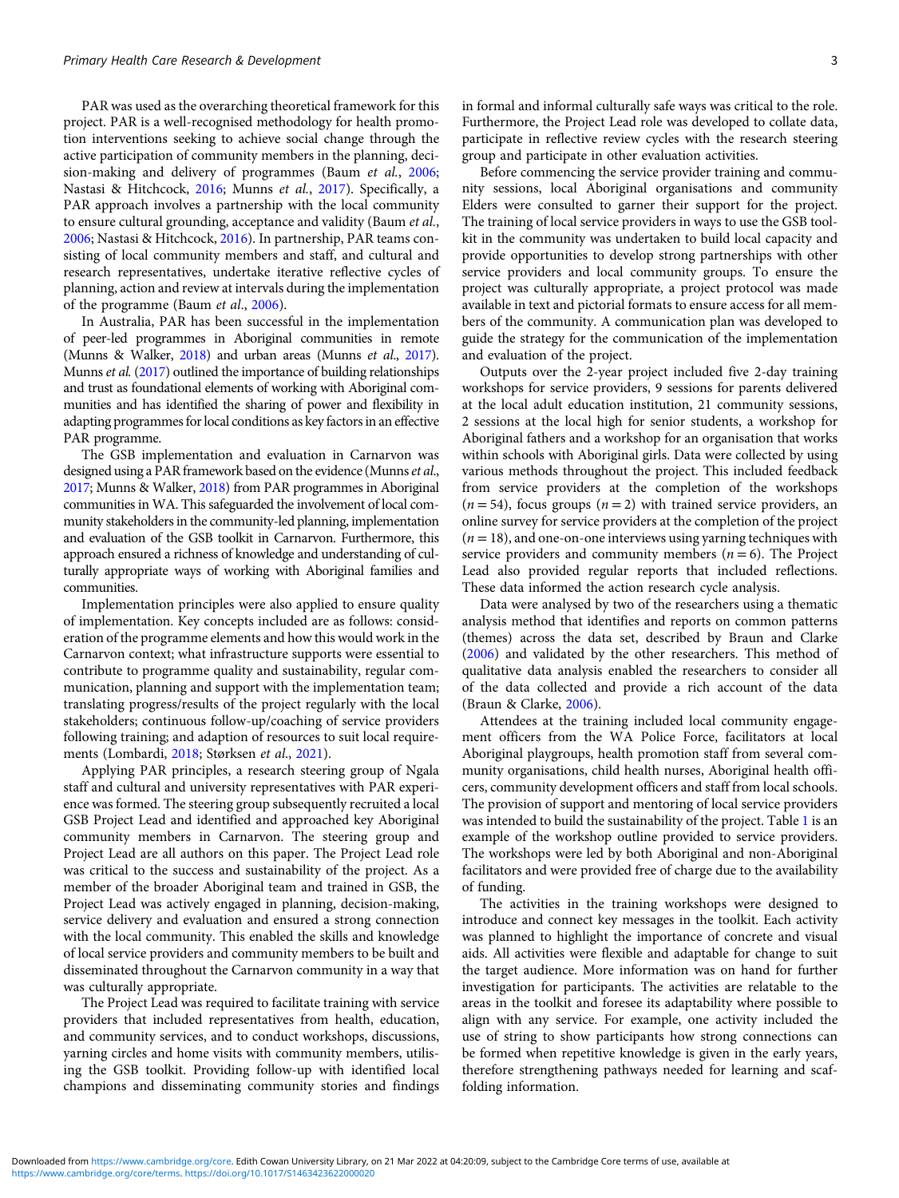PAR was used as the overarching theoretical framework for this project. PAR is a well-recognised methodology for health promotion interventions seeking to achieve social change through the active participation of community members in the planning, decision-making and delivery of programmes (Baum *et al.*, 2006; Nastasi & Hitchcock, 2016; Munns *et al.*, 2017). Specifically, a PAR approach involves a partnership with the local community to ensure cultural grounding, acceptance and validity (Baum *et al.*, 2006; Nastasi & Hitchcock, 2016). In partnership, PAR teams consisting of local community members and staff, and cultural and research representatives, undertake iterative reflective cycles of planning, action and review at intervals during the implementation of the programme (Baum *et al.*, 2006).

In Australia, PAR has been successful in the implementation of peer-led programmes in Aboriginal communities in remote (Munns & Walker, 2018) and urban areas (Munns *et al.*, 2017). Munns *et al.* (2017) outlined the importance of building relationships and trust as foundational elements of working with Aboriginal communities and has identified the sharing of power and flexibility in adapting programmes for local conditions as key factors in an effective PAR programme.

The GSB implementation and evaluation in Carnarvon was designed using a PAR framework based on the evidence (Munns *et al.*, 2017; Munns & Walker, 2018) from PAR programmes in Aboriginal communities in WA. This safeguarded the involvement of local community stakeholders in the community-led planning, implementation and evaluation of the GSB toolkit in Carnarvon. Furthermore, this approach ensured a richness of knowledge and understanding of culturally appropriate ways of working with Aboriginal families and communities.

Implementation principles were also applied to ensure quality of implementation. Key concepts included are as follows: consideration of the programme elements and how this would work in the Carnarvon context; what infrastructure supports were essential to contribute to programme quality and sustainability, regular communication, planning and support with the implementation team; translating progress/results of the project regularly with the local stakeholders; continuous follow-up/coaching of service providers following training; and adaption of resources to suit local requirements (Lombardi, 2018; Størksen *et al.*, 2021).

Applying PAR principles, a research steering group of Ngala staff and cultural and university representatives with PAR experience was formed. The steering group subsequently recruited a local GSB Project Lead and identified and approached key Aboriginal community members in Carnarvon. The steering group and Project Lead are all authors on this paper. The Project Lead role was critical to the success and sustainability of the project. As a member of the broader Aboriginal team and trained in GSB, the Project Lead was actively engaged in planning, decision-making, service delivery and evaluation and ensured a strong connection with the local community. This enabled the skills and knowledge of local service providers and community members to be built and disseminated throughout the Carnarvon community in a way that was culturally appropriate.

The Project Lead was required to facilitate training with service providers that included representatives from health, education, and community services, and to conduct workshops, discussions, yarning circles and home visits with community members, utilising the GSB toolkit. Providing follow-up with identified local champions and disseminating community stories and findings in formal and informal culturally safe ways was critical to the role. Furthermore, the Project Lead role was developed to collate data, participate in reflective review cycles with the research steering group and participate in other evaluation activities.

Before commencing the service provider training and community sessions, local Aboriginal organisations and community Elders were consulted to garner their support for the project. The training of local service providers in ways to use the GSB toolkit in the community was undertaken to build local capacity and provide opportunities to develop strong partnerships with other service providers and local community groups. To ensure the project was culturally appropriate, a project protocol was made available in text and pictorial formats to ensure access for all members of the community. A communication plan was developed to guide the strategy for the communication of the implementation and evaluation of the project.

Outputs over the 2-year project included five 2-day training workshops for service providers, 9 sessions for parents delivered at the local adult education institution, 21 community sessions, 2 sessions at the local high for senior students, a workshop for Aboriginal fathers and a workshop for an organisation that works within schools with Aboriginal girls. Data were collected by using various methods throughout the project. This included feedback from service providers at the completion of the workshops ($n = 54$), focus groups ($n = 2$) with trained service providers, an online survey for service providers at the completion of the project ($n = 18$), and one-on-one interviews using yarning techniques with service providers and community members ($n = 6$). The Project Lead also provided regular reports that included reflections. These data informed the action research cycle analysis.

Data were analysed by two of the researchers using a thematic analysis method that identifies and reports on common patterns (themes) across the data set, described by Braun and Clarke (2006) and validated by the other researchers. This method of qualitative data analysis enabled the researchers to consider all of the data collected and provide a rich account of the data (Braun & Clarke, 2006).

Attendees at the training included local community engagement officers from the WA Police Force, facilitators at local Aboriginal playgroups, health promotion staff from several community organisations, child health nurses, Aboriginal health officers, community development officers and staff from local schools. The provision of support and mentoring of local service providers was intended to build the sustainability of the project. Table 1 is an example of the workshop outline provided to service providers. The workshops were led by both Aboriginal and non-Aboriginal facilitators and were provided free of charge due to the availability of funding.

The activities in the training workshops were designed to introduce and connect key messages in the toolkit. Each activity was planned to highlight the importance of concrete and visual aids. All activities were flexible and adaptable for change to suit the target audience. More information was on hand for further investigation for participants. The activities are relatable to the areas in the toolkit and foresee its adaptability where possible to align with any service. For example, one activity included the use of string to show participants how strong connections can be formed when repetitive knowledge is given in the early years, therefore strengthening pathways needed for learning and scaffolding information.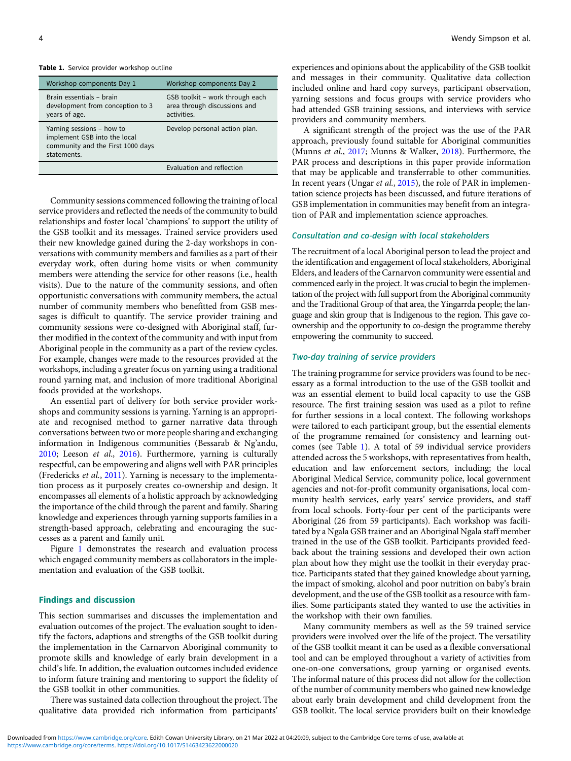**Table 1.** Service provider workshop outline

| Workshop components Day 1 | Workshop components Day 2 |
|---|---|
| Brain essentials – brain development from conception to 3 years of age. | GSB toolkit – work through each area through discussions and activities. |
| Yarning sessions – how to implement GSB into the local community and the First 1000 days statements. | Develop personal action plan. |
| | Evaluation and reflection |

Community sessions commenced following the training of local service providers and reflected the needs of the community to build relationships and foster local 'champions' to support the utility of the GSB toolkit and its messages. Trained service providers used their new knowledge gained during the 2-day workshops in conversations with community members and families as a part of their everyday work, often during home visits or when community members were attending the service for other reasons (i.e., health visits). Due to the nature of the community sessions, and often opportunistic conversations with community members, the actual number of community members who benefitted from GSB messages is difficult to quantify. The service provider training and community sessions were co-designed with Aboriginal staff, further modified in the context of the community and with input from Aboriginal people in the community as a part of the review cycles. For example, changes were made to the resources provided at the workshops, including a greater focus on yarning using a traditional round yarning mat, and inclusion of more traditional Aboriginal foods provided at the workshops.

An essential part of delivery for both service provider workshops and community sessions is yarning. Yarning is an appropriate and recognised method to garner narrative data through conversations between two or more people sharing and exchanging information in Indigenous communities (Bessarab & Ng'andu, 2010; Leeson *et al.*, 2016). Furthermore, yarning is culturally respectful, can be empowering and aligns well with PAR principles (Fredericks *et al.*, 2011). Yarning is necessary to the implementation process as it purposely creates co-ownership and design. It encompasses all elements of a holistic approach by acknowledging the importance of the child through the parent and family. Sharing knowledge and experiences through yarning supports families in a strength-based approach, celebrating and encouraging the successes as a parent and family unit.

Figure 1 demonstrates the research and evaluation process which engaged community members as collaborators in the implementation and evaluation of the GSB toolkit.

## Findings and discussion

This section summarises and discusses the implementation and evaluation outcomes of the project. The evaluation sought to identify the factors, adaptions and strengths of the GSB toolkit during the implementation in the Carnarvon Aboriginal community to promote skills and knowledge of early brain development in a child's life. In addition, the evaluation outcomes included evidence to inform future training and mentoring to support the fidelity of the GSB toolkit in other communities.

There was sustained data collection throughout the project. The qualitative data provided rich information from participants' experiences and opinions about the applicability of the GSB toolkit and messages in their community. Qualitative data collection included online and hard copy surveys, participant observation, yarning sessions and focus groups with service providers who had attended GSB training sessions, and interviews with service providers and community members.

A significant strength of the project was the use of the PAR approach, previously found suitable for Aboriginal communities (Munns *et al.*, 2017; Munns & Walker, 2018). Furthermore, the PAR process and descriptions in this paper provide information that may be applicable and transferrable to other communities. In recent years (Ungar *et al.*, 2015), the role of PAR in implementation science projects has been discussed, and future iterations of GSB implementation in communities may benefit from an integration of PAR and implementation science approaches.

### *Consultation and co-design with local stakeholders*

The recruitment of a local Aboriginal person to lead the project and the identification and engagement of local stakeholders, Aboriginal Elders, and leaders of the Carnarvon community were essential and commenced early in the project. It was crucial to begin the implementation of the project with full support from the Aboriginal community and the Traditional Group of that area, the Yingarrda people; the language and skin group that is Indigenous to the region. This gave co-ownership and the opportunity to co-design the programme thereby empowering the community to succeed.

### *Two-day training of service providers*

The training programme for service providers was found to be necessary as a formal introduction to the use of the GSB toolkit and was an essential element to build local capacity to use the GSB resource. The first training session was used as a pilot to refine for further sessions in a local context. The following workshops were tailored to each participant group, but the essential elements of the programme remained for consistency and learning outcomes (see Table 1). A total of 59 individual service providers attended across the 5 workshops, with representatives from health, education and law enforcement sectors, including; the local Aboriginal Medical Service, community police, local government agencies and not-for-profit community organisations, local community health services, early years' service providers, and staff from local schools. Forty-four per cent of the participants were Aboriginal (26 from 59 participants). Each workshop was facilitated by a Ngala GSB trainer and an Aboriginal Ngala staff member trained in the use of the GSB toolkit. Participants provided feedback about the training sessions and developed their own action plan about how they might use the toolkit in their everyday practice. Participants stated that they gained knowledge about yarning, the impact of smoking, alcohol and poor nutrition on baby's brain development, and the use of the GSB toolkit as a resource with families. Some participants stated they wanted to use the activities in the workshop with their own families.

Many community members as well as the 59 trained service providers were involved over the life of the project. The versatility of the GSB toolkit meant it can be used as a flexible conversational tool and can be employed throughout a variety of activities from one-on-one conversations, group yarning or organised events. The informal nature of this process did not allow for the collection of the number of community members who gained new knowledge about early brain development and child development from the GSB toolkit. The local service providers built on their knowledge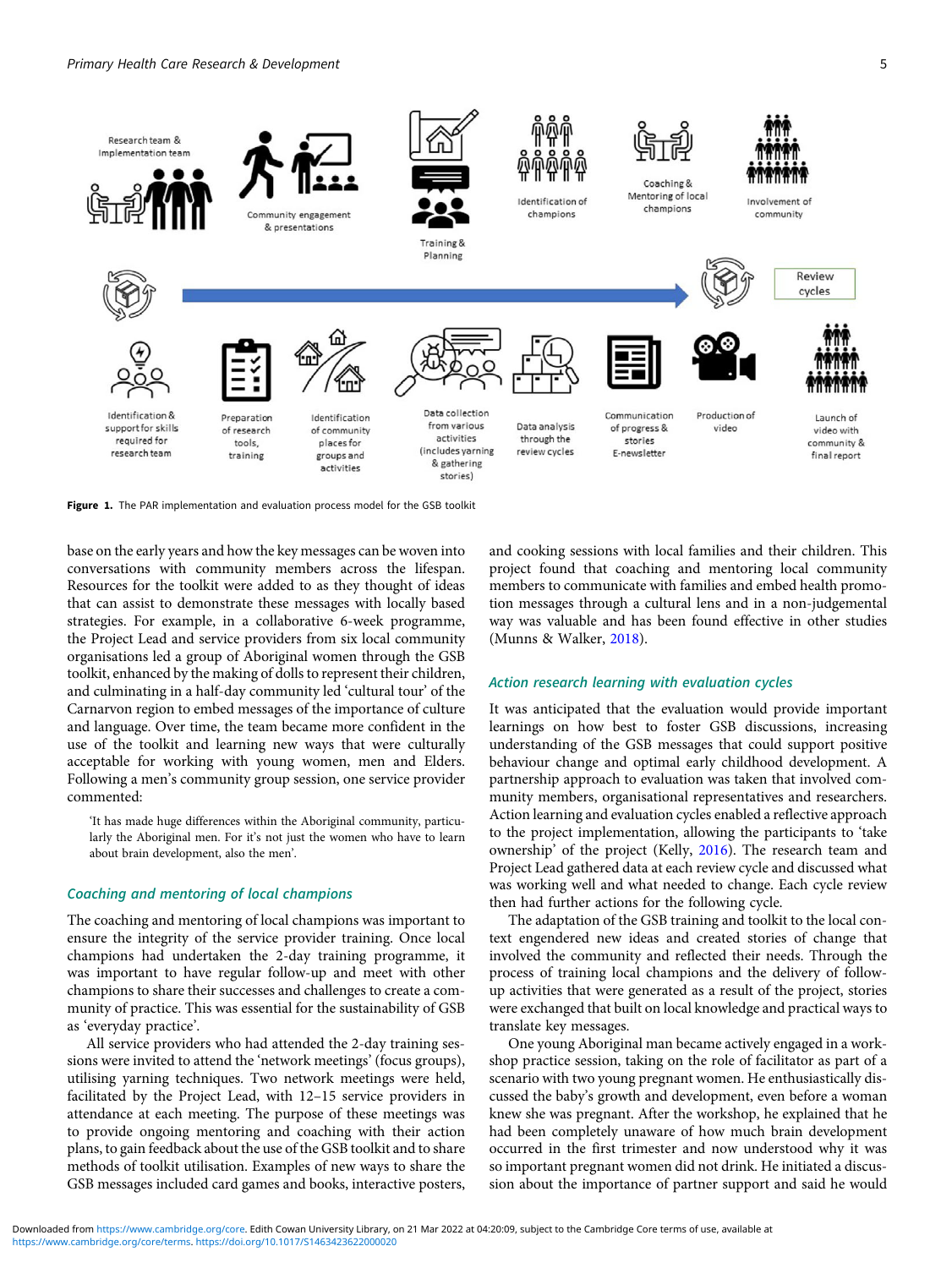Research team & Implementation team

Community engagement & presentations

Training & Planning

Identification of champions

Coaching & Mentoring of local champions

Involvement of community

Review cycles

Identification & support for skills required for research team

Preparation of research tools, training

Identification of community places for groups and activities

Data collection from various activities (includes yarning & gathering stories)

Data analysis through the review cycles

Communication of progress & stories E-newsletter

Production of video

Launch of video with community & final report

**Figure 1.** The PAR implementation and evaluation process model for the GSB toolkit

base on the early years and how the key messages can be woven into conversations with community members across the lifespan. Resources for the toolkit were added to as they thought of ideas that can assist to demonstrate these messages with locally based strategies. For example, in a collaborative 6-week programme, the Project Lead and service providers from six local community organisations led a group of Aboriginal women through the GSB toolkit, enhanced by the making of dolls to represent their children, and culminating in a half-day community led 'cultural tour' of the Carnarvon region to embed messages of the importance of culture and language. Over time, the team became more confident in the use of the toolkit and learning new ways that were culturally acceptable for working with young women, men and Elders. Following a men's community group session, one service provider commented:

> 'It has made huge differences within the Aboriginal community, particularly the Aboriginal men. For it's not just the women who have to learn about brain development, also the men'.

### Coaching and mentoring of local champions

The coaching and mentoring of local champions was important to ensure the integrity of the service provider training. Once local champions had undertaken the 2-day training programme, it was important to have regular follow-up and meet with other champions to share their successes and challenges to create a community of practice. This was essential for the sustainability of GSB as 'everyday practice'.

All service providers who had attended the 2-day training sessions were invited to attend the 'network meetings' (focus groups), utilising yarning techniques. Two network meetings were held, facilitated by the Project Lead, with 12–15 service providers in attendance at each meeting. The purpose of these meetings was to provide ongoing mentoring and coaching with their action plans, to gain feedback about the use of the GSB toolkit and to share methods of toolkit utilisation. Examples of new ways to share the GSB messages included card games and books, interactive posters, and cooking sessions with local families and their children. This project found that coaching and mentoring local community members to communicate with families and embed health promotion messages through a cultural lens and in a non-judgemental way was valuable and has been found effective in other studies (Munns & Walker, 2018).

### Action research learning with evaluation cycles

It was anticipated that the evaluation would provide important learnings on how best to foster GSB discussions, increasing understanding of the GSB messages that could support positive behaviour change and optimal early childhood development. A partnership approach to evaluation was taken that involved community members, organisational representatives and researchers. Action learning and evaluation cycles enabled a reflective approach to the project implementation, allowing the participants to 'take ownership' of the project (Kelly, 2016). The research team and Project Lead gathered data at each review cycle and discussed what was working well and what needed to change. Each cycle review then had further actions for the following cycle.

The adaptation of the GSB training and toolkit to the local context engendered new ideas and created stories of change that involved the community and reflected their needs. Through the process of training local champions and the delivery of follow-up activities that were generated as a result of the project, stories were exchanged that built on local knowledge and practical ways to translate key messages.

One young Aboriginal man became actively engaged in a workshop practice session, taking on the role of facilitator as part of a scenario with two young pregnant women. He enthusiastically discussed the baby's growth and development, even before a woman knew she was pregnant. After the workshop, he explained that he had been completely unaware of how much brain development occurred in the first trimester and now understood why it was so important pregnant women did not drink. He initiated a discussion about the importance of partner support and said he would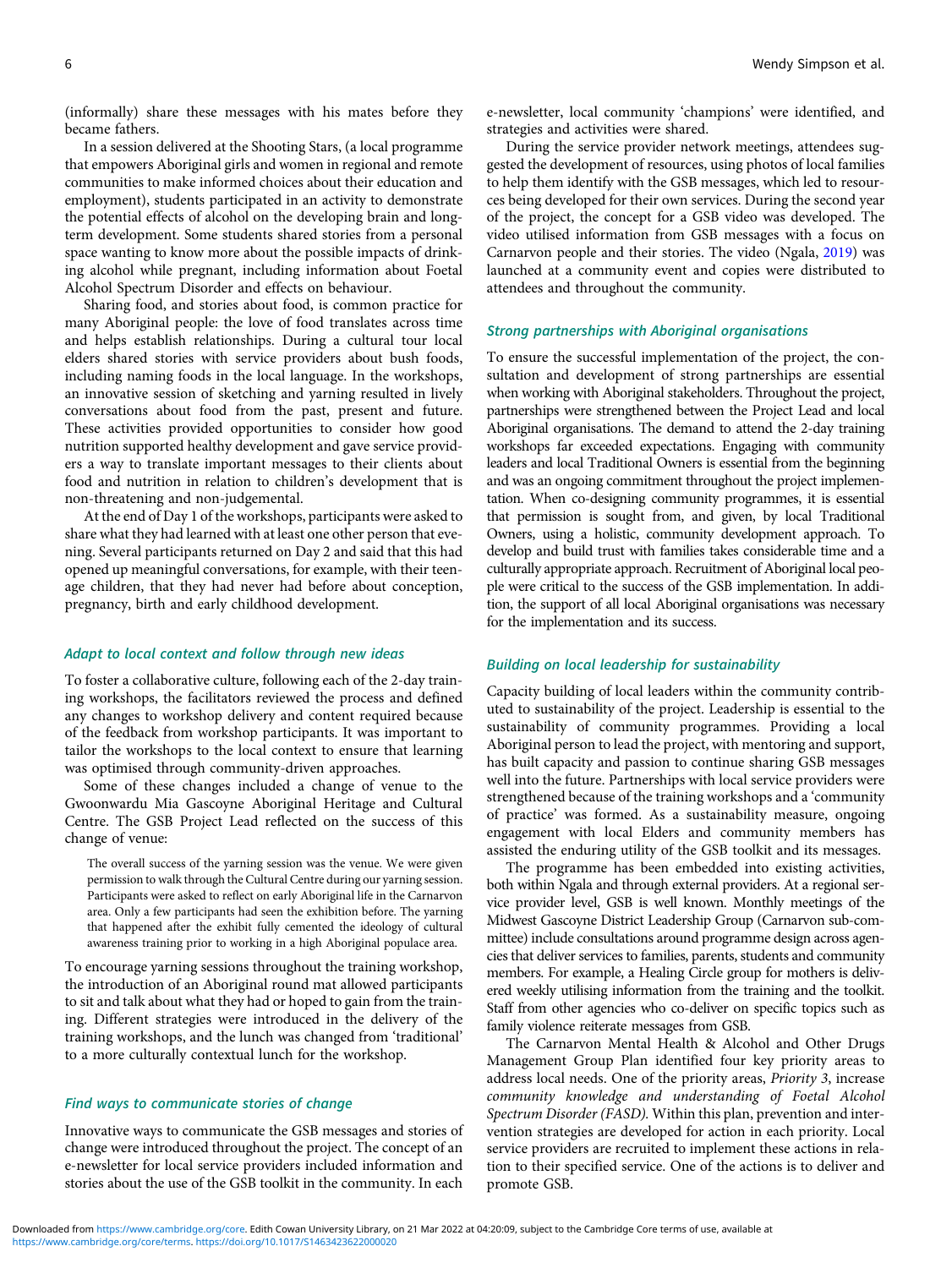(informally) share these messages with his mates before they became fathers.

In a session delivered at the Shooting Stars, (a local programme that empowers Aboriginal girls and women in regional and remote communities to make informed choices about their education and employment), students participated in an activity to demonstrate the potential effects of alcohol on the developing brain and long-term development. Some students shared stories from a personal space wanting to know more about the possible impacts of drinking alcohol while pregnant, including information about Foetal Alcohol Spectrum Disorder and effects on behaviour.

Sharing food, and stories about food, is common practice for many Aboriginal people: the love of food translates across time and helps establish relationships. During a cultural tour local elders shared stories with service providers about bush foods, including naming foods in the local language. In the workshops, an innovative session of sketching and yarning resulted in lively conversations about food from the past, present and future. These activities provided opportunities to consider how good nutrition supported healthy development and gave service providers a way to translate important messages to their clients about food and nutrition in relation to children's development that is non-threatening and non-judgemental.

At the end of Day 1 of the workshops, participants were asked to share what they had learned with at least one other person that evening. Several participants returned on Day 2 and said that this had opened up meaningful conversations, for example, with their teenage children, that they had never had before about conception, pregnancy, birth and early childhood development.

### *Adapt to local context and follow through new ideas*

To foster a collaborative culture, following each of the 2-day training workshops, the facilitators reviewed the process and defined any changes to workshop delivery and content required because of the feedback from workshop participants. It was important to tailor the workshops to the local context to ensure that learning was optimised through community-driven approaches.

Some of these changes included a change of venue to the Gwoonwardu Mia Gascoyne Aboriginal Heritage and Cultural Centre. The GSB Project Lead reflected on the success of this change of venue:

> The overall success of the yarning session was the venue. We were given permission to walk through the Cultural Centre during our yarning session. Participants were asked to reflect on early Aboriginal life in the Carnarvon area. Only a few participants had seen the exhibition before. The yarning that happened after the exhibit fully cemented the ideology of cultural awareness training prior to working in a high Aboriginal populace area.

To encourage yarning sessions throughout the training workshop, the introduction of an Aboriginal round mat allowed participants to sit and talk about what they had or hoped to gain from the training. Different strategies were introduced in the delivery of the training workshops, and the lunch was changed from 'traditional' to a more culturally contextual lunch for the workshop.

### *Find ways to communicate stories of change*

Innovative ways to communicate the GSB messages and stories of change were introduced throughout the project. The concept of an e-newsletter for local service providers included information and stories about the use of the GSB toolkit in the community. In each e-newsletter, local community 'champions' were identified, and strategies and activities were shared.

During the service provider network meetings, attendees suggested the development of resources, using photos of local families to help them identify with the GSB messages, which led to resources being developed for their own services. During the second year of the project, the concept for a GSB video was developed. The video utilised information from GSB messages with a focus on Carnarvon people and their stories. The video (Ngala, 2019) was launched at a community event and copies were distributed to attendees and throughout the community.

### *Strong partnerships with Aboriginal organisations*

To ensure the successful implementation of the project, the consultation and development of strong partnerships are essential when working with Aboriginal stakeholders. Throughout the project, partnerships were strengthened between the Project Lead and local Aboriginal organisations. The demand to attend the 2-day training workshops far exceeded expectations. Engaging with community leaders and local Traditional Owners is essential from the beginning and was an ongoing commitment throughout the project implementation. When co-designing community programmes, it is essential that permission is sought from, and given, by local Traditional Owners, using a holistic, community development approach. To develop and build trust with families takes considerable time and a culturally appropriate approach. Recruitment of Aboriginal local people were critical to the success of the GSB implementation. In addition, the support of all local Aboriginal organisations was necessary for the implementation and its success.

### *Building on local leadership for sustainability*

Capacity building of local leaders within the community contributed to sustainability of the project. Leadership is essential to the sustainability of community programmes. Providing a local Aboriginal person to lead the project, with mentoring and support, has built capacity and passion to continue sharing GSB messages well into the future. Partnerships with local service providers were strengthened because of the training workshops and a 'community of practice' was formed. As a sustainability measure, ongoing engagement with local Elders and community members has assisted the enduring utility of the GSB toolkit and its messages.

The programme has been embedded into existing activities, both within Ngala and through external providers. At a regional service provider level, GSB is well known. Monthly meetings of the Midwest Gascoyne District Leadership Group (Carnarvon sub-committee) include consultations around programme design across agencies that deliver services to families, parents, students and community members. For example, a Healing Circle group for mothers is delivered weekly utilising information from the training and the toolkit. Staff from other agencies who co-deliver on specific topics such as family violence reiterate messages from GSB.

The Carnarvon Mental Health & Alcohol and Other Drugs Management Group Plan identified four key priority areas to address local needs. One of the priority areas, *Priority 3*, increase *community knowledge and understanding of Foetal Alcohol Spectrum Disorder (FASD).* Within this plan, prevention and intervention strategies are developed for action in each priority. Local service providers are recruited to implement these actions in relation to their specified service. One of the actions is to deliver and promote GSB.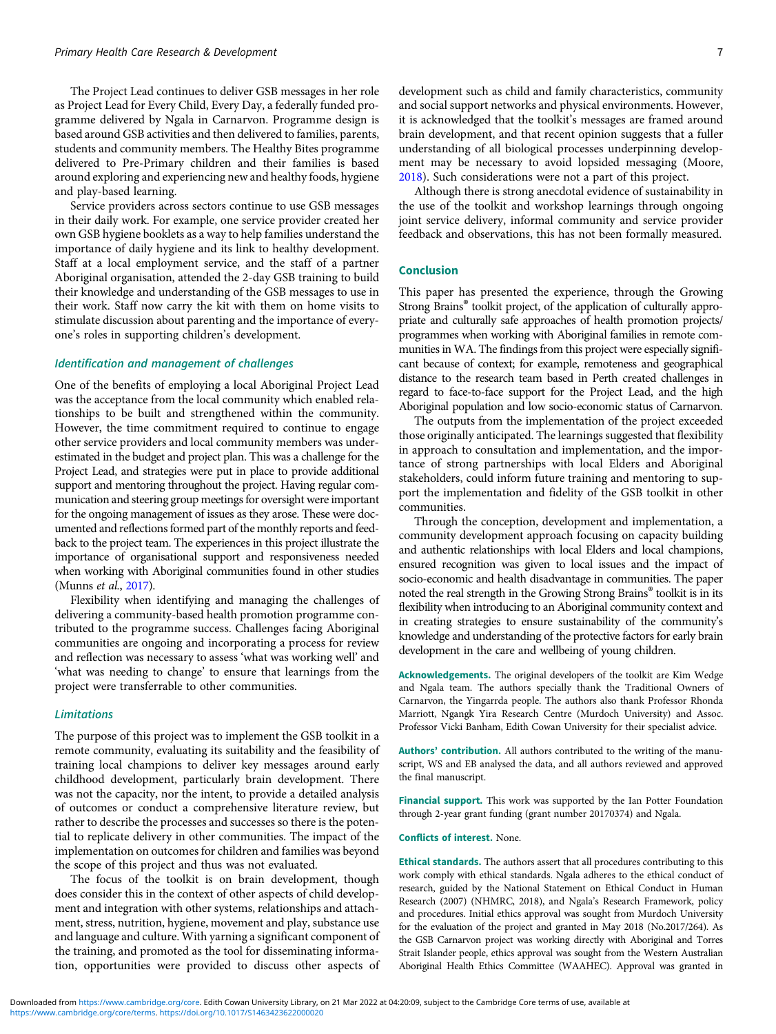The Project Lead continues to deliver GSB messages in her role as Project Lead for Every Child, Every Day, a federally funded programme delivered by Ngala in Carnarvon. Programme design is based around GSB activities and then delivered to families, parents, students and community members. The Healthy Bites programme delivered to Pre-Primary children and their families is based around exploring and experiencing new and healthy foods, hygiene and play-based learning.

Service providers across sectors continue to use GSB messages in their daily work. For example, one service provider created her own GSB hygiene booklets as a way to help families understand the importance of daily hygiene and its link to healthy development. Staff at a local employment service, and the staff of a partner Aboriginal organisation, attended the 2-day GSB training to build their knowledge and understanding of the GSB messages to use in their work. Staff now carry the kit with them on home visits to stimulate discussion about parenting and the importance of everyone's roles in supporting children's development.

### *Identification and management of challenges*

One of the benefits of employing a local Aboriginal Project Lead was the acceptance from the local community which enabled relationships to be built and strengthened within the community. However, the time commitment required to continue to engage other service providers and local community members was underestimated in the budget and project plan. This was a challenge for the Project Lead, and strategies were put in place to provide additional support and mentoring throughout the project. Having regular communication and steering group meetings for oversight were important for the ongoing management of issues as they arose. These were documented and reflections formed part of the monthly reports and feedback to the project team. The experiences in this project illustrate the importance of organisational support and responsiveness needed when working with Aboriginal communities found in other studies (Munns *et al.*, 2017).

Flexibility when identifying and managing the challenges of delivering a community-based health promotion programme contributed to the programme success. Challenges facing Aboriginal communities are ongoing and incorporating a process for review and reflection was necessary to assess 'what was working well' and 'what was needing to change' to ensure that learnings from the project were transferrable to other communities.

### *Limitations*

The purpose of this project was to implement the GSB toolkit in a remote community, evaluating its suitability and the feasibility of training local champions to deliver key messages around early childhood development, particularly brain development. There was not the capacity, nor the intent, to provide a detailed analysis of outcomes or conduct a comprehensive literature review, but rather to describe the processes and successes so there is the potential to replicate delivery in other communities. The impact of the implementation on outcomes for children and families was beyond the scope of this project and thus was not evaluated.

The focus of the toolkit is on brain development, though does consider this in the context of other aspects of child development and integration with other systems, relationships and attachment, stress, nutrition, hygiene, movement and play, substance use and language and culture. With yarning a significant component of the training, and promoted as the tool for disseminating information, opportunities were provided to discuss other aspects of development such as child and family characteristics, community and social support networks and physical environments. However, it is acknowledged that the toolkit's messages are framed around brain development, and that recent opinion suggests that a fuller understanding of all biological processes underpinning development may be necessary to avoid lopsided messaging (Moore, 2018). Such considerations were not a part of this project.

Although there is strong anecdotal evidence of sustainability in the use of the toolkit and workshop learnings through ongoing joint service delivery, informal community and service provider feedback and observations, this has not been formally measured.

## Conclusion

This paper has presented the experience, through the Growing Strong Brains® toolkit project, of the application of culturally appropriate and culturally safe approaches of health promotion projects/programmes when working with Aboriginal families in remote communities in WA. The findings from this project were especially significant because of context; for example, remoteness and geographical distance to the research team based in Perth created challenges in regard to face-to-face support for the Project Lead, and the high Aboriginal population and low socio-economic status of Carnarvon.

The outputs from the implementation of the project exceeded those originally anticipated. The learnings suggested that flexibility in approach to consultation and implementation, and the importance of strong partnerships with local Elders and Aboriginal stakeholders, could inform future training and mentoring to support the implementation and fidelity of the GSB toolkit in other communities.

Through the conception, development and implementation, a community development approach focusing on capacity building and authentic relationships with local Elders and local champions, ensured recognition was given to local issues and the impact of socio-economic and health disadvantage in communities. The paper noted the real strength in the Growing Strong Brains® toolkit is in its flexibility when introducing to an Aboriginal community context and in creating strategies to ensure sustainability of the community's knowledge and understanding of the protective factors for early brain development in the care and wellbeing of young children.

**Acknowledgements.** The original developers of the toolkit are Kim Wedge and Ngala team. The authors specially thank the Traditional Owners of Carnarvon, the Yingarrda people. The authors also thank Professor Rhonda Marriott, Ngangk Yira Research Centre (Murdoch University) and Assoc. Professor Vicki Banham, Edith Cowan University for their specialist advice.

**Authors' contribution.** All authors contributed to the writing of the manuscript, WS and EB analysed the data, and all authors reviewed and approved the final manuscript.

**Financial support.** This work was supported by the Ian Potter Foundation through 2-year grant funding (grant number 20170374) and Ngala.

**Conflicts of interest.** None.

**Ethical standards.** The authors assert that all procedures contributing to this work comply with ethical standards. Ngala adheres to the ethical conduct of research, guided by the National Statement on Ethical Conduct in Human Research (2007) (NHMRC, 2018), and Ngala's Research Framework, policy and procedures. Initial ethics approval was sought from Murdoch University for the evaluation of the project and granted in May 2018 (No.2017/264). As the GSB Carnarvon project was working directly with Aboriginal and Torres Strait Islander people, ethics approval was sought from the Western Australian Aboriginal Health Ethics Committee (WAAHEC). Approval was granted in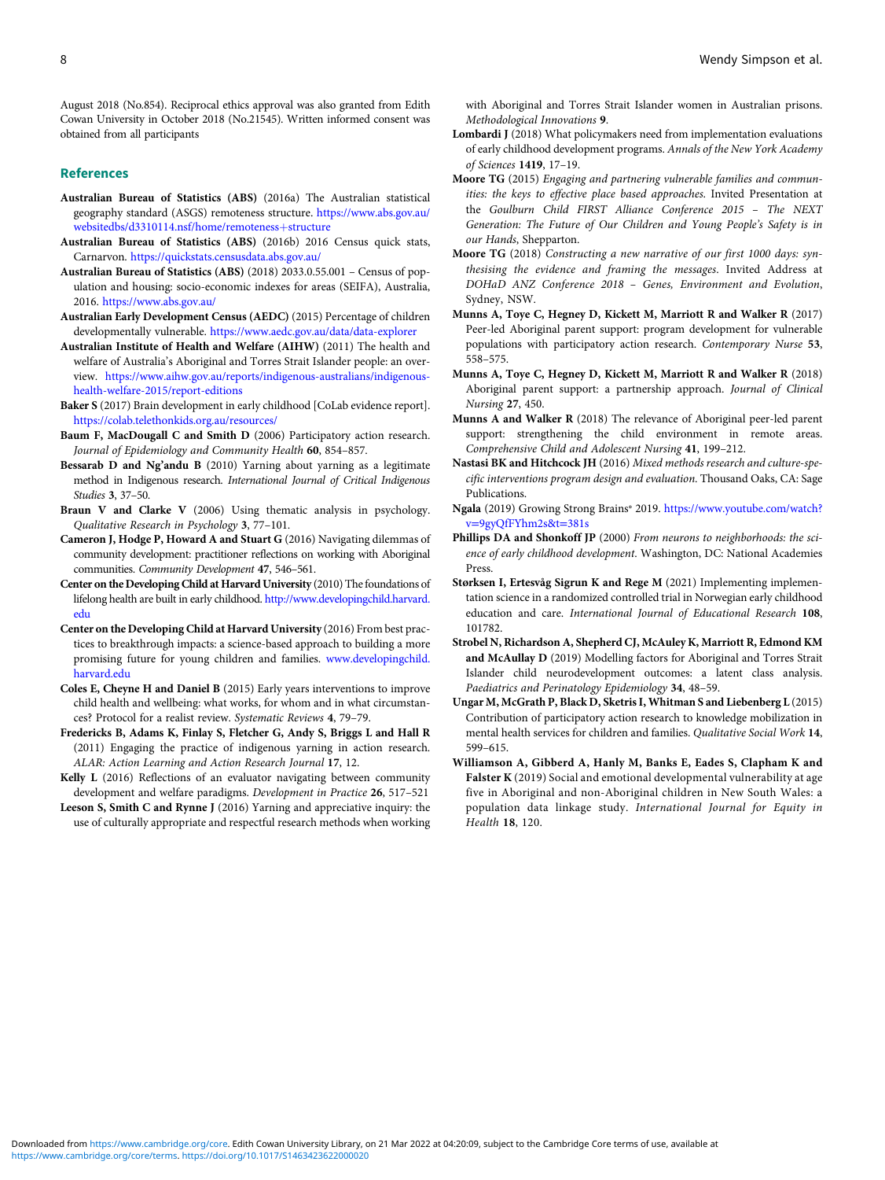August 2018 (No.854). Reciprocal ethics approval was also granted from Edith Cowan University in October 2018 (No.21545). Written informed consent was obtained from all participants

## References

**Australian Bureau of Statistics (ABS)** (2016a) The Australian statistical geography standard (ASGS) remoteness structure. https://www.abs.gov.au/websitedbs/d3310114.nsf/home/remoteness+structure

**Australian Bureau of Statistics (ABS)** (2016b) 2016 Census quick stats, Carnarvon. https://quickstats.censusdata.abs.gov.au/

**Australian Bureau of Statistics (ABS)** (2018) 2033.0.55.001 – Census of population and housing: socio-economic indexes for areas (SEIFA), Australia, 2016. https://www.abs.gov.au/

**Australian Early Development Census (AEDC)** (2015) Percentage of children developmentally vulnerable. https://www.aedc.gov.au/data/data-explorer

**Australian Institute of Health and Welfare (AIHW)** (2011) The health and welfare of Australia's Aboriginal and Torres Strait Islander people: an overview. https://www.aihw.gov.au/reports/indigenous-australians/indigenous-health-welfare-2015/report-editions

**Baker S** (2017) Brain development in early childhood [CoLab evidence report]. https://colab.telethonkids.org.au/resources/

**Baum F, MacDougall C and Smith D** (2006) Participatory action research. *Journal of Epidemiology and Community Health* **60**, 854–857.

**Bessarab D and Ng'andu B** (2010) Yarning about yarning as a legitimate method in Indigenous research. *International Journal of Critical Indigenous Studies* **3**, 37–50.

**Braun V and Clarke V** (2006) Using thematic analysis in psychology. *Qualitative Research in Psychology* **3**, 77–101.

**Cameron J, Hodge P, Howard A and Stuart G** (2016) Navigating dilemmas of community development: practitioner reflections on working with Aboriginal communities. *Community Development* **47**, 546–561.

**Center on the Developing Child at Harvard University** (2010) The foundations of lifelong health are built in early childhood. http://www.developingchild.harvard.edu

**Center on the Developing Child at Harvard University** (2016) From best practices to breakthrough impacts: a science-based approach to building a more promising future for young children and families. www.developingchild.harvard.edu

**Coles E, Cheyne H and Daniel B** (2015) Early years interventions to improve child health and wellbeing: what works, for whom and in what circumstances? Protocol for a realist review. *Systematic Reviews* **4**, 79–79.

**Fredericks B, Adams K, Finlay S, Fletcher G, Andy S, Briggs L and Hall R** (2011) Engaging the practice of indigenous yarning in action research. *ALAR: Action Learning and Action Research Journal* **17**, 12.

**Kelly L** (2016) Reflections of an evaluator navigating between community development and welfare paradigms. *Development in Practice* **26**, 517–521

**Leeson S, Smith C and Rynne J** (2016) Yarning and appreciative inquiry: the use of culturally appropriate and respectful research methods when working with Aboriginal and Torres Strait Islander women in Australian prisons. *Methodological Innovations* **9**.

**Lombardi J** (2018) What policymakers need from implementation evaluations of early childhood development programs. *Annals of the New York Academy of Sciences* **1419**, 17–19.

**Moore TG** (2015) *Engaging and partnering vulnerable families and communities: the keys to effective place based approaches*. Invited Presentation at the *Goulburn Child FIRST Alliance Conference 2015 – The NEXT Generation: The Future of Our Children and Young People's Safety is in our Hands*, Shepparton.

**Moore TG** (2018) *Constructing a new narrative of our first 1000 days: synthesising the evidence and framing the messages*. Invited Address at *DOHaD ANZ Conference 2018 – Genes, Environment and Evolution*, Sydney, NSW.

**Munns A, Toye C, Hegney D, Kickett M, Marriott R and Walker R** (2017) Peer-led Aboriginal parent support: program development for vulnerable populations with participatory action research. *Contemporary Nurse* **53**, 558–575.

**Munns A, Toye C, Hegney D, Kickett M, Marriott R and Walker R** (2018) Aboriginal parent support: a partnership approach. *Journal of Clinical Nursing* **27**, 450.

**Munns A and Walker R** (2018) The relevance of Aboriginal peer-led parent support: strengthening the child environment in remote areas. *Comprehensive Child and Adolescent Nursing* **41**, 199–212.

**Nastasi BK and Hitchcock JH** (2016) *Mixed methods research and culture-specific interventions program design and evaluation*. Thousand Oaks, CA: Sage Publications.

**Ngala** (2019) Growing Strong Brains® 2019. https://www.youtube.com/watch?v=9gyQfFYhm2s&t=381s

**Phillips DA and Shonkoff JP** (2000) *From neurons to neighborhoods: the science of early childhood development*. Washington, DC: National Academies Press.

**Størksen I, Ertesvåg Sigrun K and Rege M** (2021) Implementing implementation science in a randomized controlled trial in Norwegian early childhood education and care. *International Journal of Educational Research* **108**, 101782.

**Strobel N, Richardson A, Shepherd CJ, McAuley K, Marriott R, Edmond KM and McAullay D** (2019) Modelling factors for Aboriginal and Torres Strait Islander child neurodevelopment outcomes: a latent class analysis. *Paediatrics and Perinatology Epidemiology* **34**, 48–59.

**Ungar M, McGrath P, Black D, Sketris I, Whitman S and Liebenberg L** (2015) Contribution of participatory action research to knowledge mobilization in mental health services for children and families. *Qualitative Social Work* **14**, 599–615.

**Williamson A, Gibberd A, Hanly M, Banks E, Eades S, Clapham K and Falster K** (2019) Social and emotional developmental vulnerability at age five in Aboriginal and non-Aboriginal children in New South Wales: a population data linkage study. *International Journal for Equity in Health* **18**, 120.